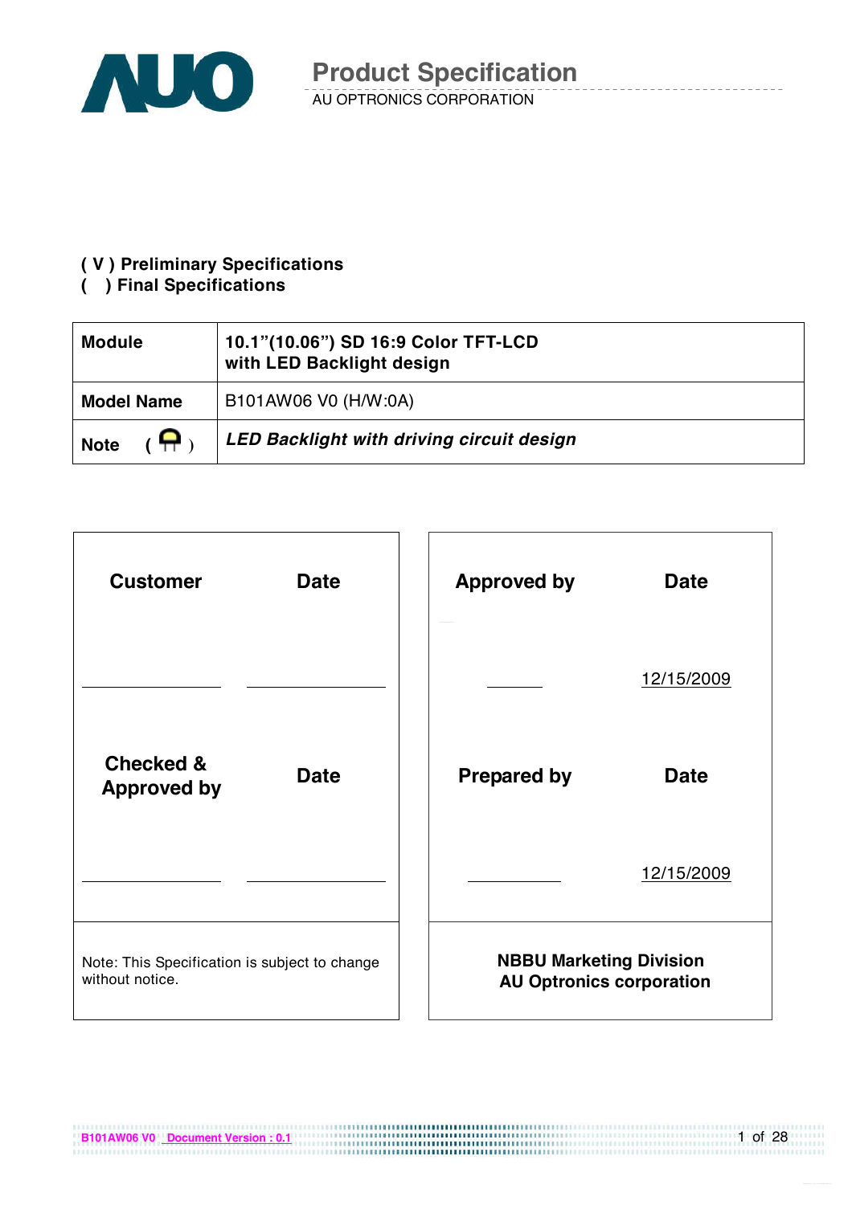# Product Specification

AU OPTRONICS CORPORATION

**( V ) Preliminary Specifications**
**(   ) Final Specifications**

| **Module** | **10.1"(10.06") SD 16:9 Color TFT-LCD with LED Backlight design** |
|---|---|
| **Model Name** | B101AW06 V0 (H/W:0A) |
| **Note** | ***LED Backlight with driving circuit design*** |

| **Customer** | **Date** | **Approved by** | **Date** |
|---|---|---|---|
| ________ | ________ | ________ | 12/15/2009 |
| **Checked & Approved by** | **Date** | **Prepared by** | **Date** |
| ________ | ________ | ________ | 12/15/2009 |
| Note: This Specification is subject to change without notice. | | **NBBU Marketing Division AU Optronics corporation** | |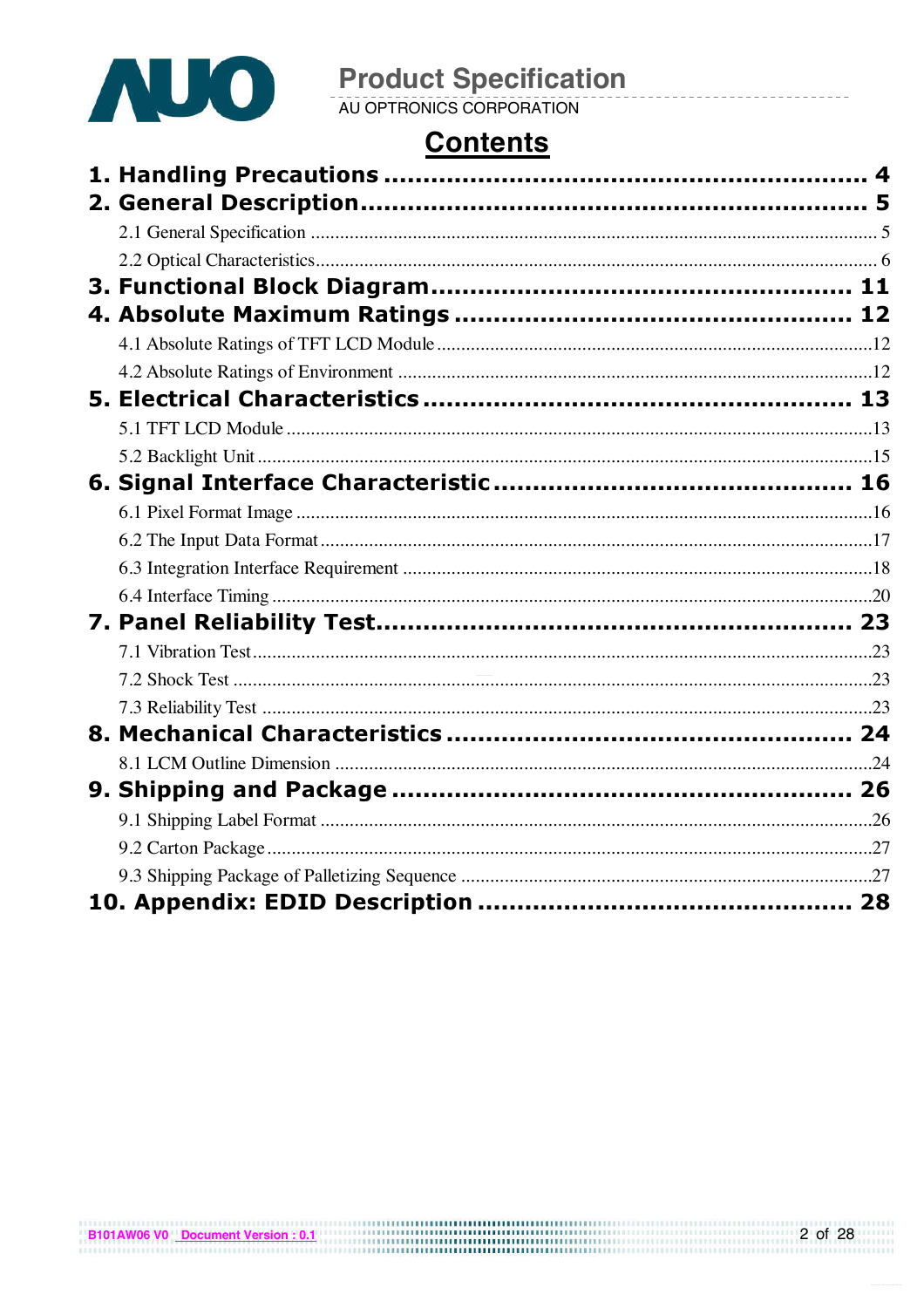# Contents

**1. Handling Precautions ............................................................ 4**

**2. General Description................................................................ 5**

2.1 General Specification ........................................................................ 5

2.2 Optical Characteristics........................................................................ 6

**3. Functional Block Diagram.................................................... 11**

**4. Absolute Maximum Ratings ................................................. 12**

4.1 Absolute Ratings of TFT LCD Module ...................................................12

4.2 Absolute Ratings of Environment .........................................................12

**5. Electrical Characteristics ..................................................... 13**

5.1 TFT LCD Module ................................................................................13

5.2 Backlight Unit .....................................................................................15

**6. Signal Interface Characteristic ............................................ 16**

6.1 Pixel Format Image .............................................................................16

6.2 The Input Data Format .........................................................................17

6.3 Integration Interface Requirement .........................................................18

6.4 Interface Timing ..................................................................................20

**7. Panel Reliability Test.......................................................... 23**

7.1 Vibration Test......................................................................................23

7.2 Shock Test ..........................................................................................23

7.3 Reliability Test ....................................................................................23

**8. Mechanical Characteristics .................................................. 24**

8.1 LCM Outline Dimension .......................................................................24

**9. Shipping and Package ......................................................... 26**

9.1 Shipping Label Format .........................................................................26

9.2 Carton Package ....................................................................................27

9.3 Shipping Package of Palletizing Sequence ..............................................27

**10. Appendix: EDID Description ............................................... 28**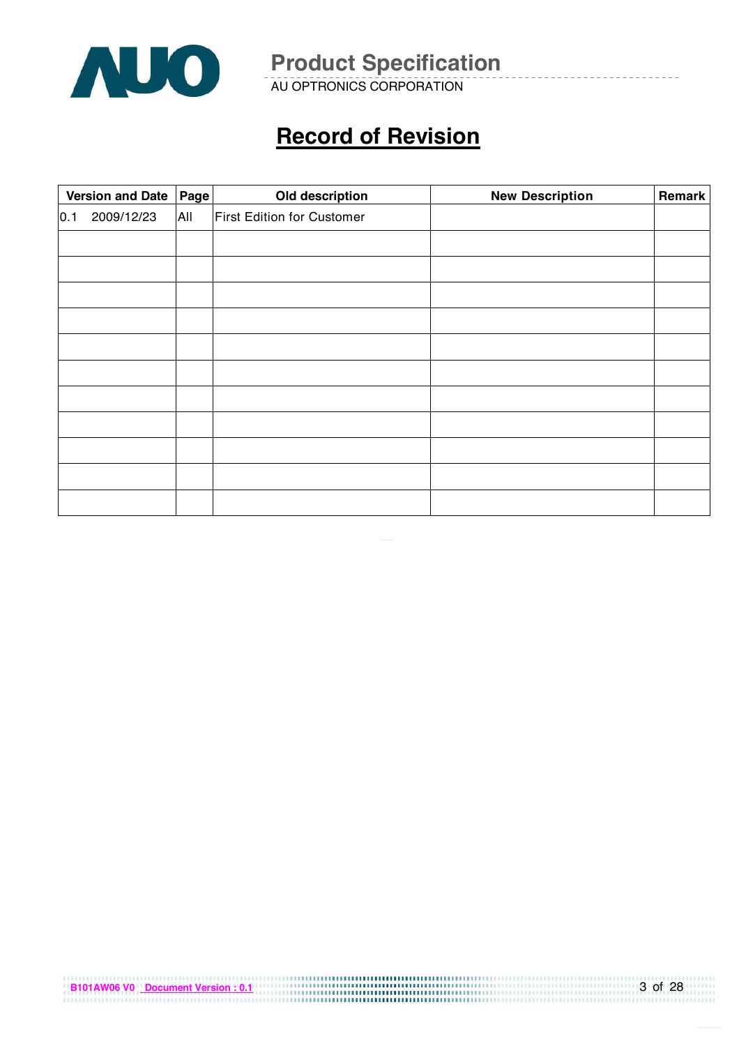# Record of Revision

| Version and Date | Page | Old description | New Description | Remark |
|---|---|---|---|---|
| 0.1 2009/12/23 | All | First Edition for Customer | | |
| | | | | |
| | | | | |
| | | | | |
| | | | | |
| | | | | |
| | | | | |
| | | | | |
| | | | | |
| | | | | |
| | | | | |
| | | | | |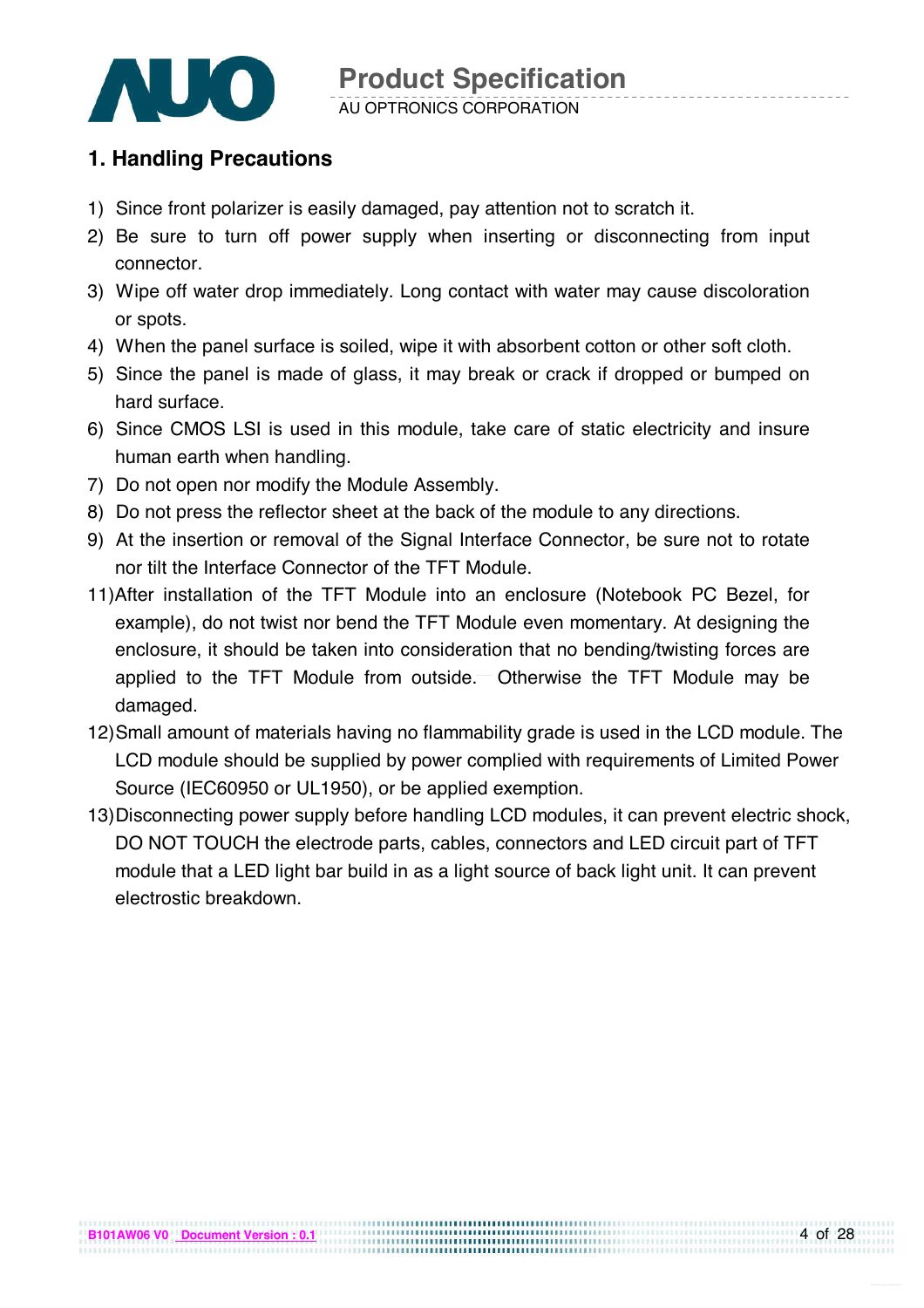## 1. Handling Precautions

1) Since front polarizer is easily damaged, pay attention not to scratch it.
2) Be sure to turn off power supply when inserting or disconnecting from input connector.
3) Wipe off water drop immediately. Long contact with water may cause discoloration or spots.
4) When the panel surface is soiled, wipe it with absorbent cotton or other soft cloth.
5) Since the panel is made of glass, it may break or crack if dropped or bumped on hard surface.
6) Since CMOS LSI is used in this module, take care of static electricity and insure human earth when handling.
7) Do not open nor modify the Module Assembly.
8) Do not press the reflector sheet at the back of the module to any directions.
9) At the insertion or removal of the Signal Interface Connector, be sure not to rotate nor tilt the Interface Connector of the TFT Module.
11) After installation of the TFT Module into an enclosure (Notebook PC Bezel, for example), do not twist nor bend the TFT Module even momentary. At designing the enclosure, it should be taken into consideration that no bending/twisting forces are applied to the TFT Module from outside. Otherwise the TFT Module may be damaged.
12) Small amount of materials having no flammability grade is used in the LCD module. The LCD module should be supplied by power complied with requirements of Limited Power Source (IEC60950 or UL1950), or be applied exemption.
13) Disconnecting power supply before handling LCD modules, it can prevent electric shock, DO NOT TOUCH the electrode parts, cables, connectors and LED circuit part of TFT module that a LED light bar build in as a light source of back light unit. It can prevent electrostic breakdown.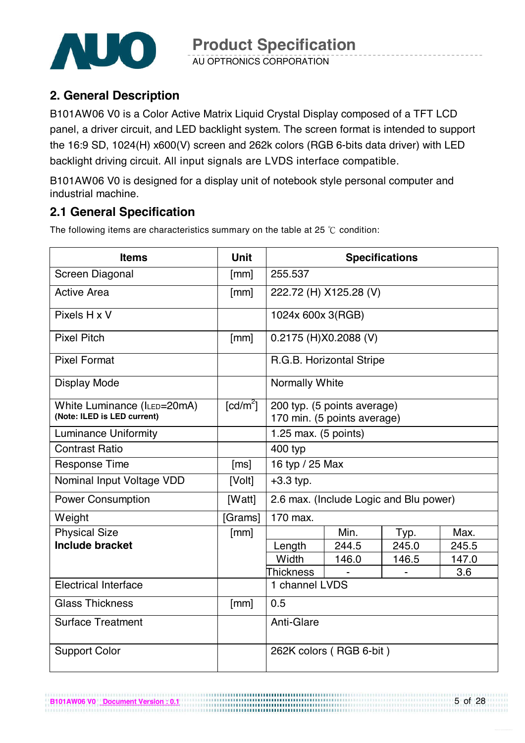## 2. General Description

B101AW06 V0 is a Color Active Matrix Liquid Crystal Display composed of a TFT LCD panel, a driver circuit, and LED backlight system. The screen format is intended to support the 16:9 SD, 1024(H) x600(V) screen and 262k colors (RGB 6-bits data driver) with LED backlight driving circuit. All input signals are LVDS interface compatible.

B101AW06 V0 is designed for a display unit of notebook style personal computer and industrial machine.

### 2.1 General Specification

The following items are characteristics summary on the table at 25 ℃ condition:

| Items | Unit | Specifications | | | |
|---|---|---|---|---|---|
| Screen Diagonal | [mm] | 255.537 | | | |
| Active Area | [mm] | 222.72 (H) X125.28 (V) | | | |
| Pixels H x V | | 1024x 600x 3(RGB) | | | |
| Pixel Pitch | [mm] | 0.2175 (H)X0.2088 (V) | | | |
| Pixel Format | | R.G.B. Horizontal Stripe | | | |
| Display Mode | | Normally White | | | |
| White Luminance ($I_{LED}$=20mA) **(Note: ILED is LED current)** | [cd/m²] | 200 typ. (5 points average) 170 min. (5 points average) | | | |
| Luminance Uniformity | | 1.25 max. (5 points) | | | |
| Contrast Ratio | | 400 typ | | | |
| Response Time | [ms] | 16 typ / 25 Max | | | |
| Nominal Input Voltage VDD | [Volt] | +3.3 typ. | | | |
| Power Consumption | [Watt] | 2.6 max. (Include Logic and Blu power) | | | |
| Weight | [Grams] | 170 max. | | | |
| Physical Size **Include bracket** | [mm] | | Min. | Typ. | Max. |
| | | Length | 244.5 | 245.0 | 245.5 |
| | | Width | 146.0 | 146.5 | 147.0 |
| | | Thickness | - | - | 3.6 |
| Electrical Interface | | 1 channel LVDS | | | |
| Glass Thickness | [mm] | 0.5 | | | |
| Surface Treatment | | Anti-Glare | | | |
| Support Color | | 262K colors ( RGB 6-bit ) | | | |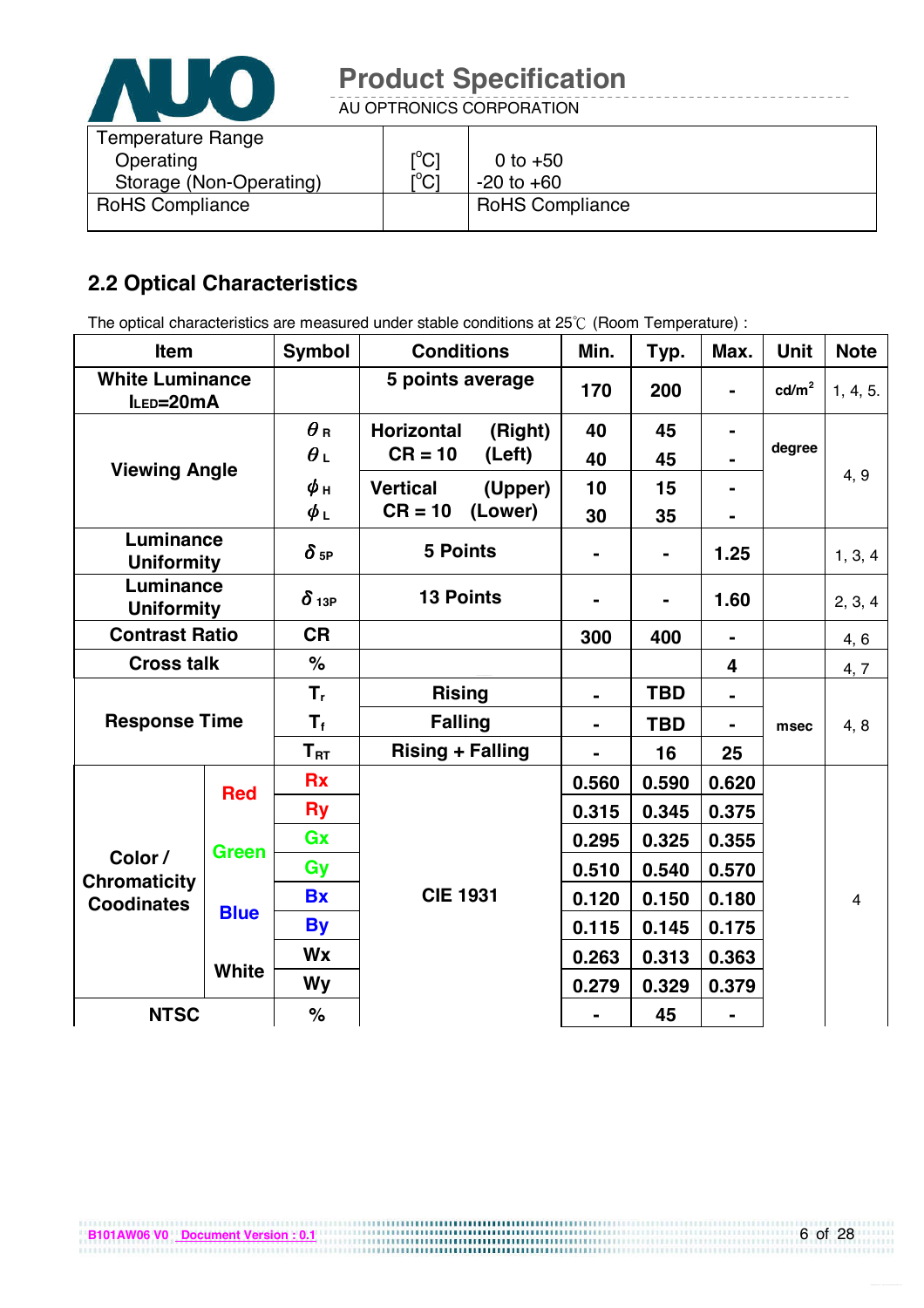| Temperature Range | | |
|---|---|---|
| Operating | [°C] | 0 to +50 |
| Storage (Non-Operating) | [°C] | -20 to +60 |
| RoHS Compliance | | RoHS Compliance |

## 2.2 Optical Characteristics

The optical characteristics are measured under stable conditions at 25℃ (Room Temperature) :

| Item | | Symbol | Conditions | Min. | Typ. | Max. | Unit | Note |
|---|---|---|---|---|---|---|---|---|
| White Luminance $I_{LED}$=20mA | | | 5 points average | 170 | 200 | - | cd/m[2] | 1, 4, 5. |
| Viewing Angle | | $\theta_R$ | Horizontal (Right) CR = 10 | 40 | 45 | - | degree | 4, 9 |
| | | $\theta_L$ | Horizontal (Left) CR = 10 | 40 | 45 | - | | |
| | | $\phi_H$ | Vertical (Upper) CR = 10 | 10 | 15 | - | | |
| | | $\phi_L$ | Vertical (Lower) CR = 10 | 30 | 35 | - | | |
| Luminance Uniformity | | $\delta_{5P}$ | 5 Points | - | - | 1.25 | | 1, 3, 4 |
| Luminance Uniformity | | $\delta_{13P}$ | 13 Points | - | - | 1.60 | | 2, 3, 4 |
| Contrast Ratio | | CR | | 300 | 400 | - | | 4, 6 |
| Cross talk | | % | | | | 4 | | 4, 7 |
| Response Time | | $T_r$ | Rising | - | TBD | - | msec | 4, 8 |
| | | $T_f$ | Falling | - | TBD | - | | |
| | | $T_{RT}$ | Rising + Falling | - | 16 | 25 | | |
| Color / Chromaticity Coodinates | Red | Rx | CIE 1931 | 0.560 | 0.590 | 0.620 | | 4 |
| | | Ry | | 0.315 | 0.345 | 0.375 | | |
| | Green | Gx | | 0.295 | 0.325 | 0.355 | | |
| | | Gy | | 0.510 | 0.540 | 0.570 | | |
| | Blue | Bx | | 0.120 | 0.150 | 0.180 | | |
| | | By | | 0.115 | 0.145 | 0.175 | | |
| | White | Wx | | 0.263 | 0.313 | 0.363 | | |
| | | Wy | | 0.279 | 0.329 | 0.379 | | |
| NTSC | | % | | - | 45 | - | | |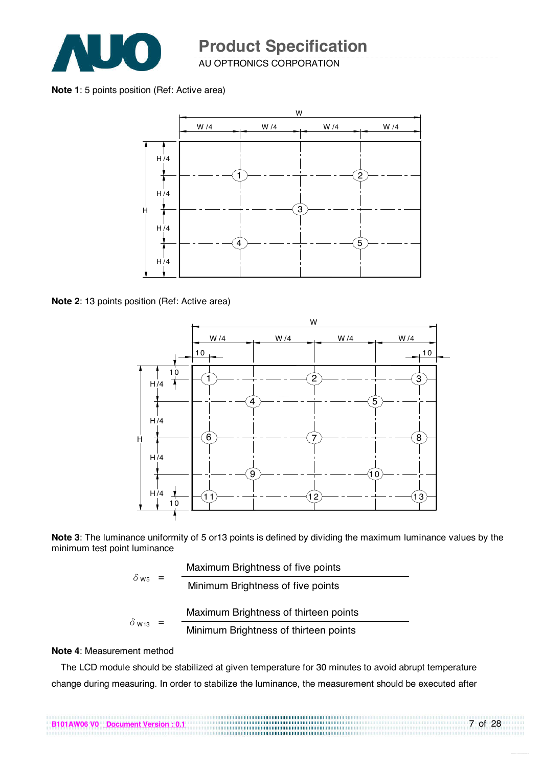**Note 1**: 5 points position (Ref: Active area)

**Note 2**: 13 points position (Ref: Active area)

**Note 3**: The luminance uniformity of 5 or13 points is defined by dividing the maximum luminance values by the minimum test point luminance

$$\delta_{W5} = \frac{\text{Maximum Brightness of five points}}{\text{Minimum Brightness of five points}}$$

$$\delta_{W13} = \frac{\text{Maximum Brightness of thirteen points}}{\text{Minimum Brightness of thirteen points}}$$

**Note 4**: Measurement method

The LCD module should be stabilized at given temperature for 30 minutes to avoid abrupt temperature change during measuring. In order to stabilize the luminance, the measurement should be executed after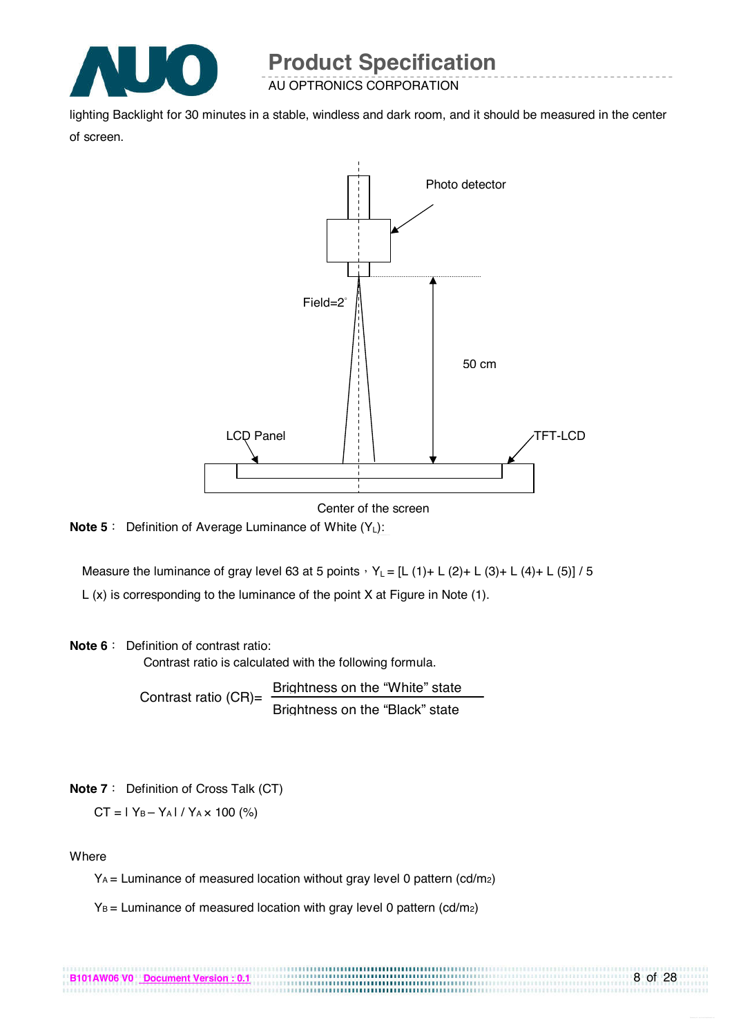lighting Backlight for 30 minutes in a stable, windless and dark room, and it should be measured in the center of screen.

Photo detector

Field=2°

50 cm

LCD Panel

TFT-LCD

Center of the screen

**Note 5**： Definition of Average Luminance of White ($Y_L$):

Measure the luminance of gray level 63 at 5 points，$Y_L$ = [L (1)+ L (2)+ L (3)+ L (4)+ L (5)] / 5

L (x) is corresponding to the luminance of the point X at Figure in Note (1).

**Note 6**： Definition of contrast ratio:

Contrast ratio is calculated with the following formula.

$$\text{Contrast ratio (CR)} = \frac{\text{Brightness on the "White" state}}{\text{Brightness on the "Black" state}}$$

**Note 7**： Definition of Cross Talk (CT)

$$CT = | Y_B - Y_A | / Y_A \times 100\ (\%)$$

Where

$Y_A$ = Luminance of measured location without gray level 0 pattern ($cd/m_2$)

$Y_B$ = Luminance of measured location with gray level 0 pattern ($cd/m_2$)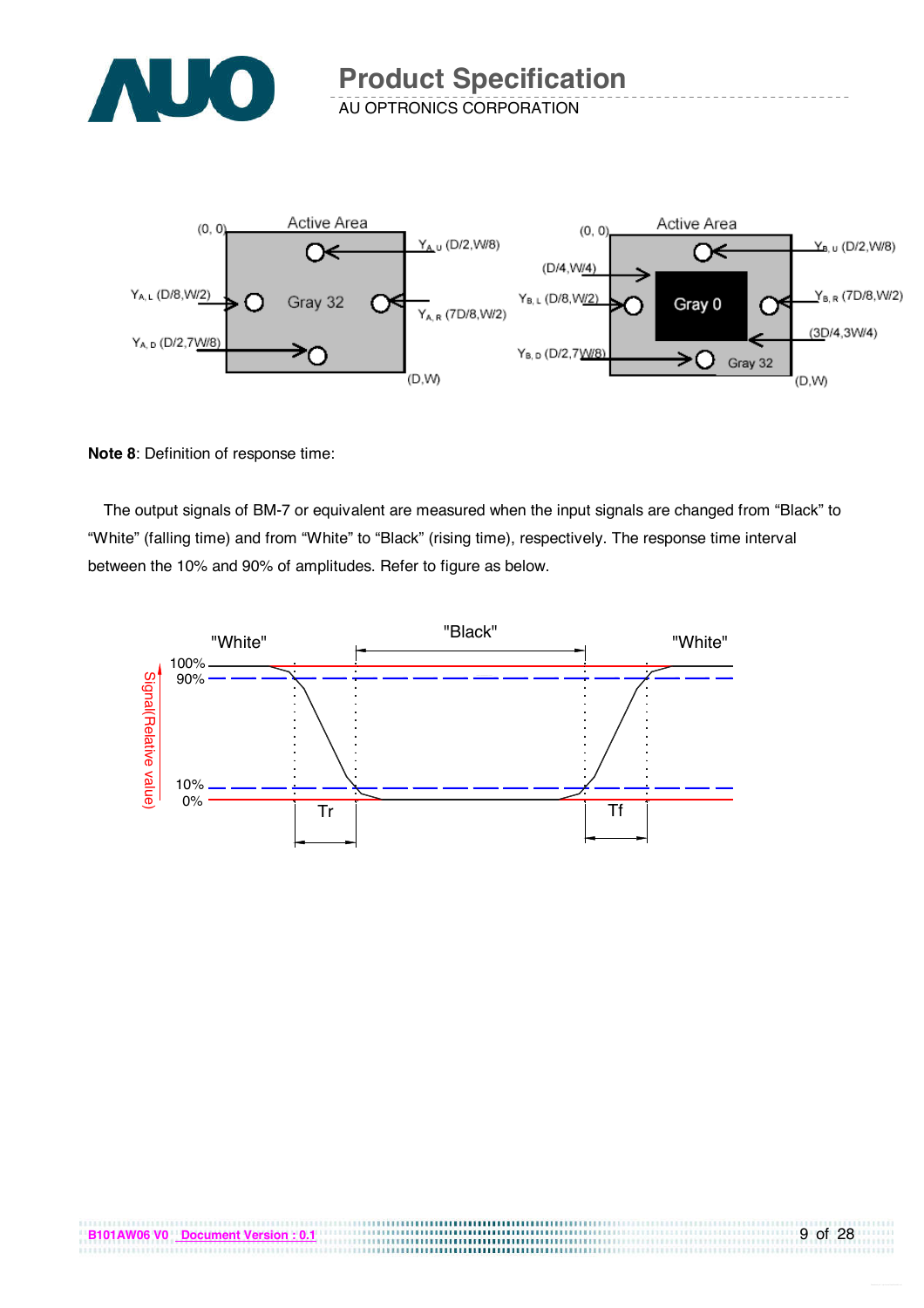**Note 8**: Definition of response time:

The output signals of BM-7 or equivalent are measured when the input signals are changed from “Black” to “White” (falling time) and from “White” to “Black” (rising time), respectively. The response time interval between the 10% and 90% of amplitudes. Refer to figure as below.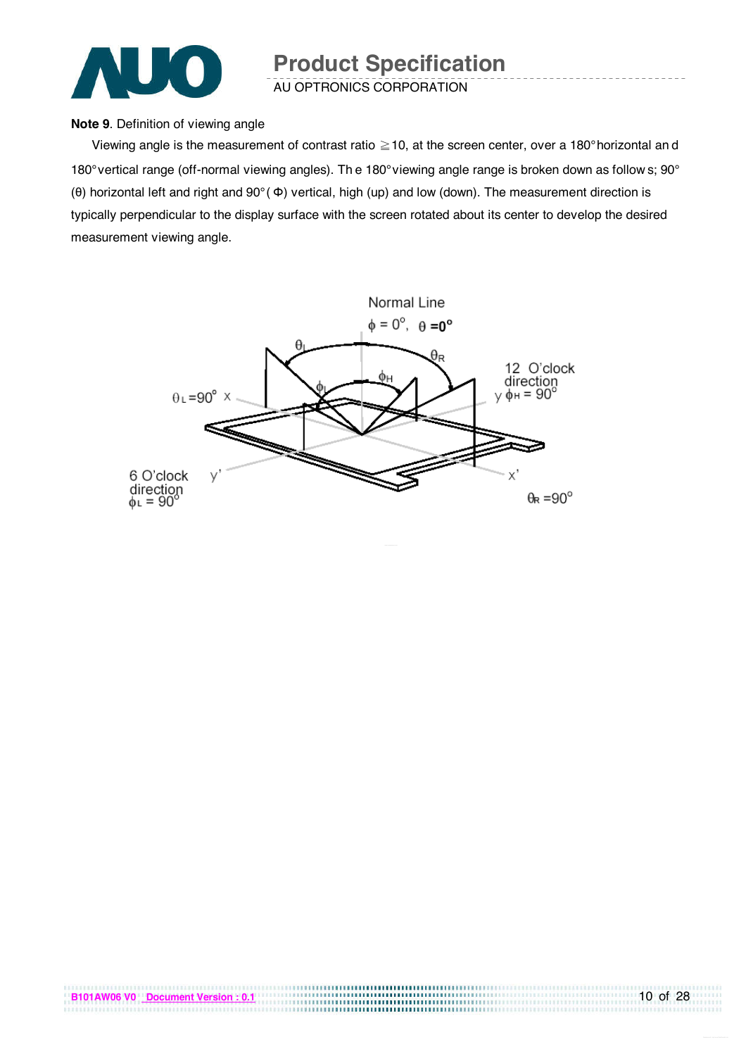**Note 9**. Definition of viewing angle

Viewing angle is the measurement of contrast ratio ≧10, at the screen center, over a 180° horizontal and 180° vertical range (off-normal viewing angles). The 180° viewing angle range is broken down as follows; 90° (θ) horizontal left and right and 90° (Φ) vertical, high (up) and low (down). The measurement direction is typically perpendicular to the display surface with the screen rotated about its center to develop the desired measurement viewing angle.

Normal Line

$\phi = 0^{\circ}$, $\theta = 0^{\circ}$

$\theta_L = 90^{\circ}$ x

12 O'clock direction y $\phi_H = 90^{\circ}$

6 O'clock direction $\phi_L = 90^{\circ}$ y'

x' $\theta_R = 90^{\circ}$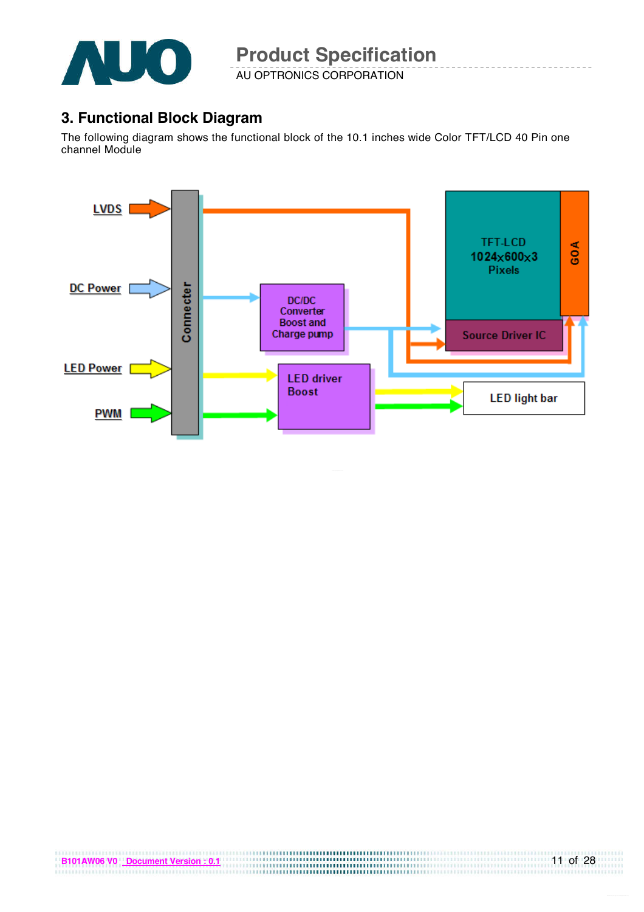# 3. Functional Block Diagram

The following diagram shows the functional block of the 10.1 inches wide Color TFT/LCD 40 Pin one channel Module

LVDS

DC Power

LED Power

PWM

Connecter

DC/DC Converter Boost and Charge pump

LED driver Boost

TFT-LCD 1024x600x3 Pixels

GOA

Source Driver IC

LED light bar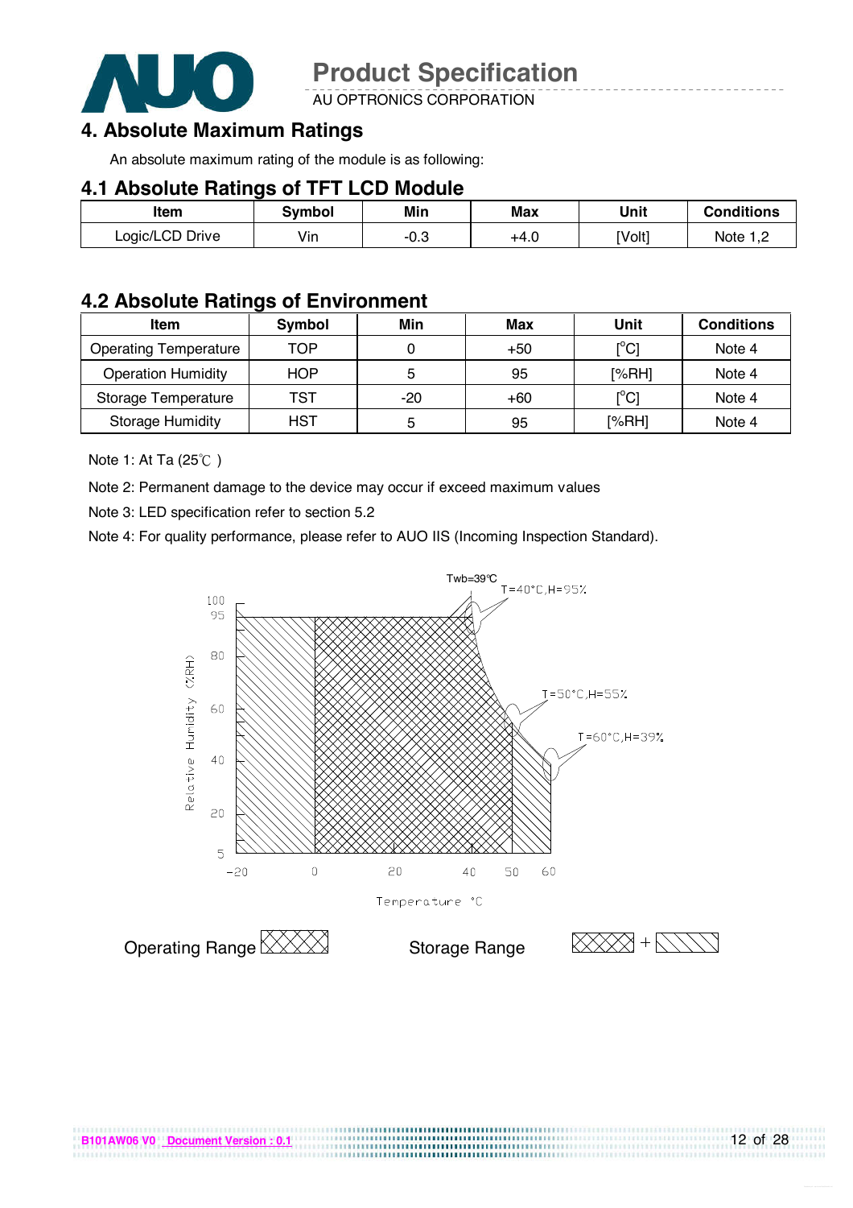## 4. Absolute Maximum Ratings

An absolute maximum rating of the module is as following:

### 4.1 Absolute Ratings of TFT LCD Module

| Item | Symbol | Min | Max | Unit | Conditions |
|---|---|---|---|---|---|
| Logic/LCD Drive | Vin | -0.3 | +4.0 | [Volt] | Note 1,2 |

### 4.2 Absolute Ratings of Environment

| Item | Symbol | Min | Max | Unit | Conditions |
|---|---|---|---|---|---|
| Operating Temperature | TOP | 0 | +50 | [°C] | Note 4 |
| Operation Humidity | HOP | 5 | 95 | [%RH] | Note 4 |
| Storage Temperature | TST | -20 | +60 | [°C] | Note 4 |
| Storage Humidity | HST | 5 | 95 | [%RH] | Note 4 |

Note 1: At Ta (25℃ )

Note 2: Permanent damage to the device may occur if exceed maximum values

Note 3: LED specification refer to section 5.2

Note 4: For quality performance, please refer to AUO IIS (Incoming Inspection Standard).

Twb=39℃

T=40°C,H=95%

T=50°C,H=55%

T=60°C,H=39%

Relative Humidity (%RH): 100, 95, 80, 60, 40, 20, 5

Temperature °C: -20, 0, 20, 40, 50, 60

Operating Range

Storage Range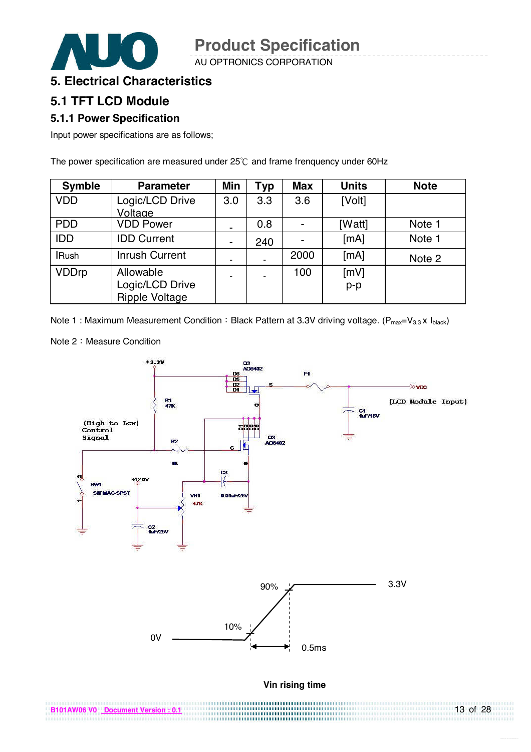# 5. Electrical Characteristics

## 5.1 TFT LCD Module

### 5.1.1 Power Specification

Input power specifications are as follows;

The power specification are measured under 25℃ and frame frenquency under 60Hz

| Symble | Parameter | Min | Typ | Max | Units | Note |
|---|---|---|---|---|---|---|
| VDD | Logic/LCD Drive Voltage | 3.0 | 3.3 | 3.6 | [Volt] | |
| PDD | VDD Power | - | 0.8 | - | [Watt] | Note 1 |
| IDD | IDD Current | - | 240 | - | [mA] | Note 1 |
| IRush | Inrush Current | - | - | 2000 | [mA] | Note 2 |
| VDDrp | Allowable Logic/LCD Drive Ripple Voltage | - | - | 100 | [mV] p-p | |

Note 1 : Maximum Measurement Condition：Black Pattern at 3.3V driving voltage. ($P_{max}=V_{3.3} \times I_{black}$)

Note 2：Measure Condition

Vin rising time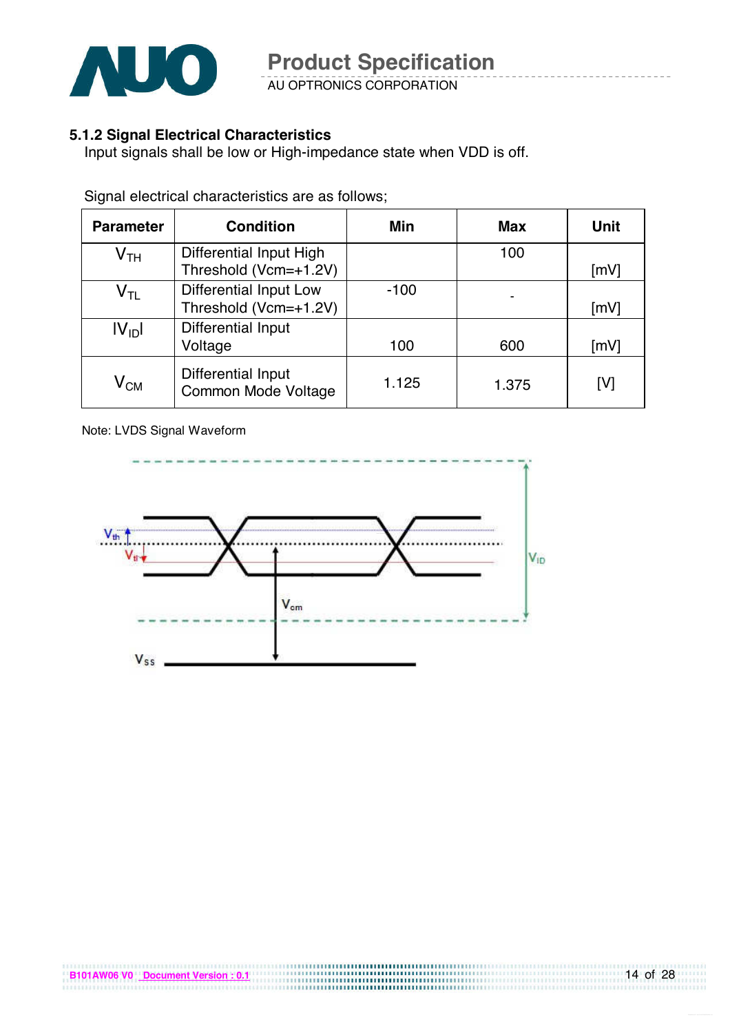### 5.1.2 Signal Electrical Characteristics

Input signals shall be low or High-impedance state when VDD is off.

Signal electrical characteristics are as follows;

| Parameter | Condition | Min | Max | Unit |
|---|---|---|---|---|
| $V_{TH}$ | Differential Input High Threshold (Vcm=+1.2V) | | 100 | [mV] |
| $V_{TL}$ | Differential Input Low Threshold (Vcm=+1.2V) | -100 | - | [mV] |
| $\|V_{ID}\|$ | Differential Input Voltage | 100 | 600 | [mV] |
| $V_{CM}$ | Differential Input Common Mode Voltage | 1.125 | 1.375 | [V] |

Note: LVDS Signal Waveform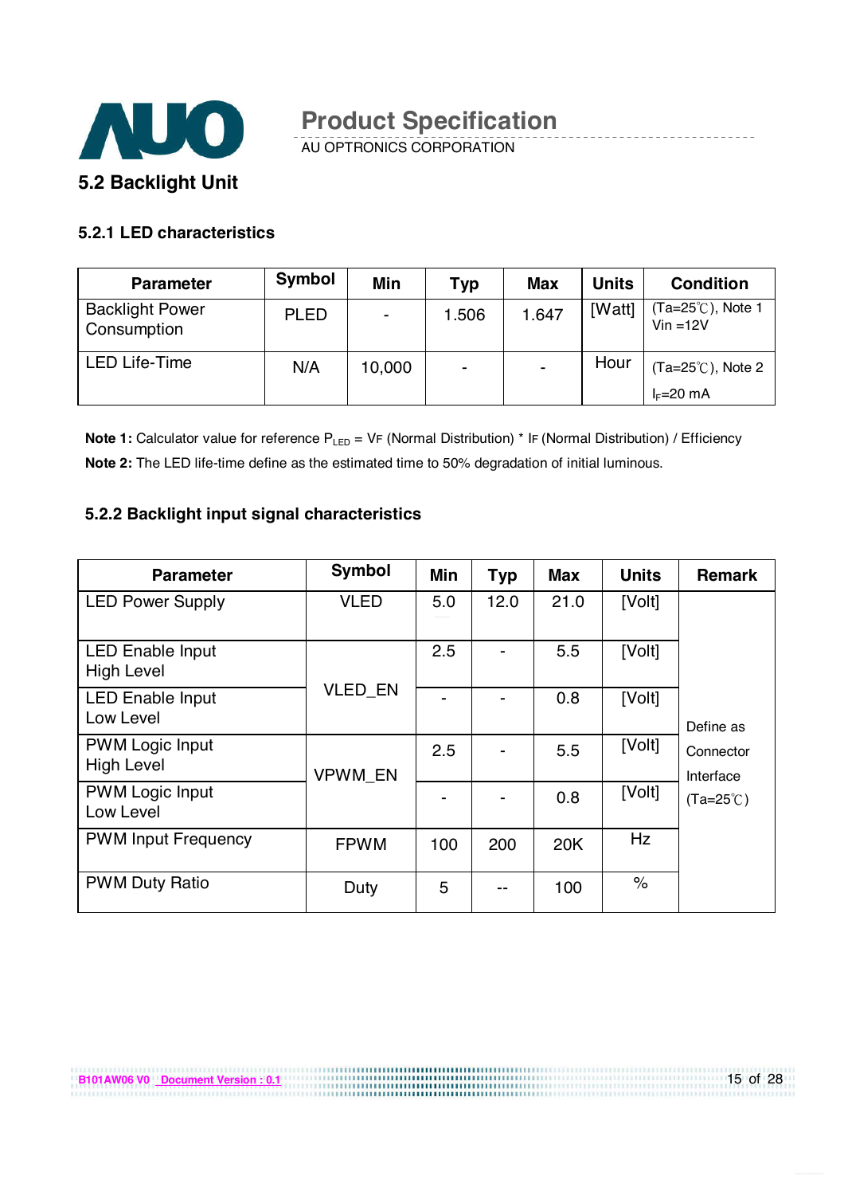## 5.2 Backlight Unit

### 5.2.1 LED characteristics

| Parameter | Symbol | Min | Typ | Max | Units | Condition |
|---|---|---|---|---|---|---|
| Backlight Power Consumption | PLED | - | 1.506 | 1.647 | [Watt] | (Ta=25℃), Note 1 Vin =12V |
| LED Life-Time | N/A | 10,000 | - | - | Hour | (Ta=25℃), Note 2 $I_F$=20 mA |

**Note 1:** Calculator value for reference $P_{LED}$ = VF (Normal Distribution) * IF (Normal Distribution) / Efficiency

**Note 2:** The LED life-time define as the estimated time to 50% degradation of initial luminous.

### 5.2.2 Backlight input signal characteristics

| Parameter | Symbol | Min | Typ | Max | Units | Remark |
|---|---|---|---|---|---|---|
| LED Power Supply | VLED | 5.0 | 12.0 | 21.0 | [Volt] | Define as Connector Interface (Ta=25℃) |
| LED Enable Input High Level | VLED_EN | 2.5 | - | 5.5 | [Volt] | |
| LED Enable Input Low Level | | - | - | 0.8 | [Volt] | |
| PWM Logic Input High Level | VPWM_EN | 2.5 | - | 5.5 | [Volt] | |
| PWM Logic Input Low Level | | - | - | 0.8 | [Volt] | |
| PWM Input Frequency | FPWM | 100 | 200 | 20K | Hz | |
| PWM Duty Ratio | Duty | 5 | -- | 100 | % | |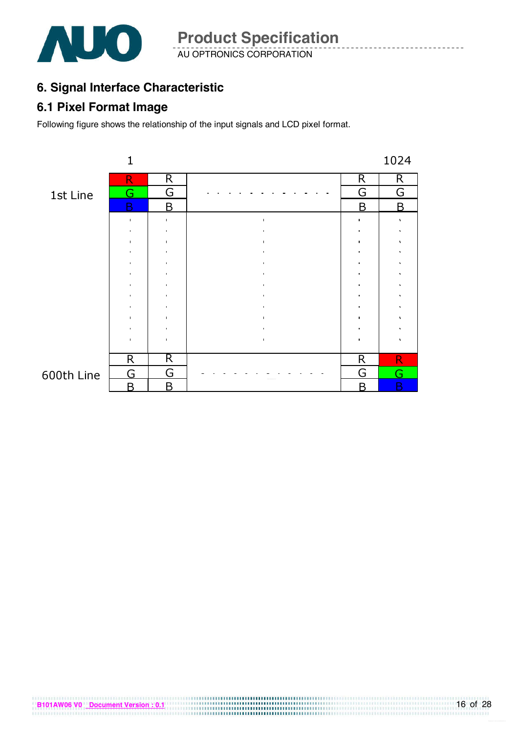# 6. Signal Interface Characteristic

## 6.1 Pixel Format Image

Following figure shows the relationship of the input signals and LCD pixel format.

| | 1 | | | | 1024 |
|---|---|---|---|---|---|
| 1st Line | R<br>G<br>B | R<br>G<br>B | . . . . . . . . . . . . | R<br>G<br>B | R<br>G<br>B |
| | . | . | . | . | . |
| 600th Line | R<br>G<br>B | R<br>G<br>B | . . . . . . . . . . . . | R<br>G<br>B | R<br>G<br>B |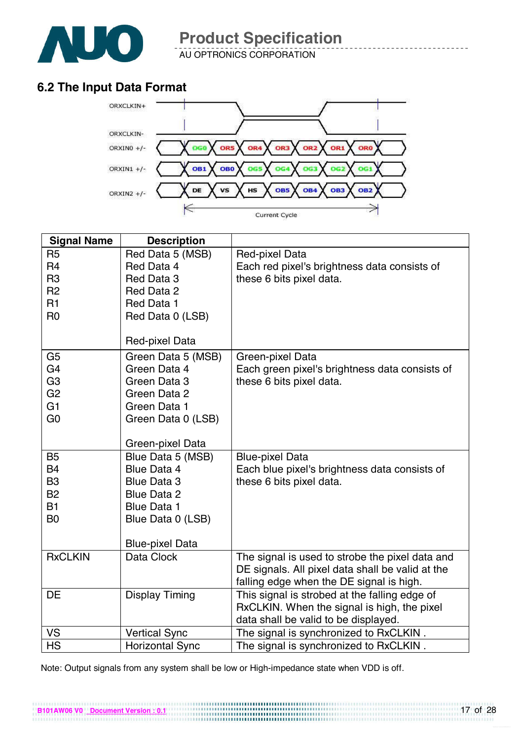## 6.2 The Input Data Format

| Signal Name | Description | |
|---|---|---|
| R5<br>R4<br>R3<br>R2<br>R1<br>R0 | Red Data 5 (MSB)<br>Red Data 4<br>Red Data 3<br>Red Data 2<br>Red Data 1<br>Red Data 0 (LSB)<br><br>Red-pixel Data | Red-pixel Data<br>Each red pixel's brightness data consists of these 6 bits pixel data. |
| G5<br>G4<br>G3<br>G2<br>G1<br>G0 | Green Data 5 (MSB)<br>Green Data 4<br>Green Data 3<br>Green Data 2<br>Green Data 1<br>Green Data 0 (LSB)<br><br>Green-pixel Data | Green-pixel Data<br>Each green pixel's brightness data consists of these 6 bits pixel data. |
| B5<br>B4<br>B3<br>B2<br>B1<br>B0 | Blue Data 5 (MSB)<br>Blue Data 4<br>Blue Data 3<br>Blue Data 2<br>Blue Data 1<br>Blue Data 0 (LSB)<br><br>Blue-pixel Data | Blue-pixel Data<br>Each blue pixel's brightness data consists of these 6 bits pixel data. |
| RxCLKIN | Data Clock | The signal is used to strobe the pixel data and DE signals. All pixel data shall be valid at the falling edge when the DE signal is high. |
| DE | Display Timing | This signal is strobed at the falling edge of RxCLKIN. When the signal is high, the pixel data shall be valid to be displayed. |
| VS | Vertical Sync | The signal is synchronized to RxCLKIN . |
| HS | Horizontal Sync | The signal is synchronized to RxCLKIN . |

Note: Output signals from any system shall be low or High-impedance state when VDD is off.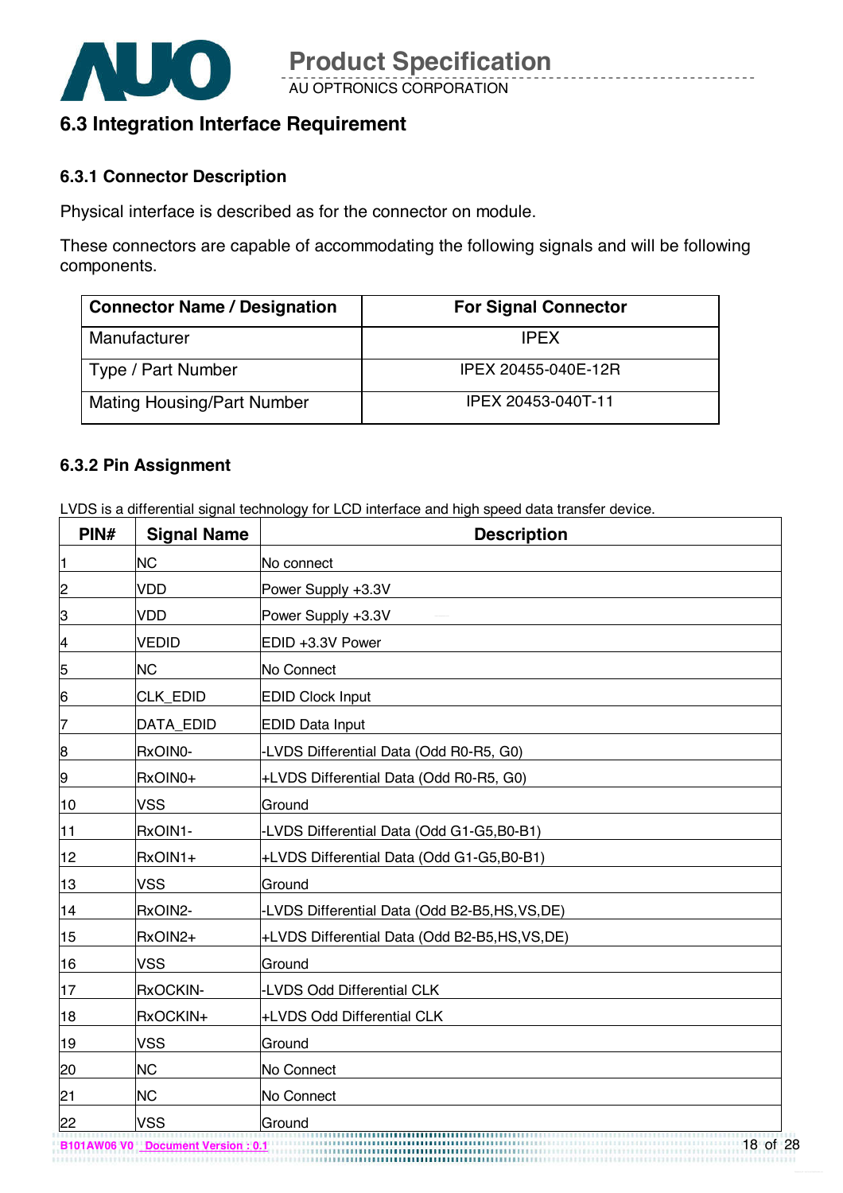## 6.3 Integration Interface Requirement

### 6.3.1 Connector Description

Physical interface is described as for the connector on module.

These connectors are capable of accommodating the following signals and will be following components.

| Connector Name / Designation | For Signal Connector |
|---|---|
| Manufacturer | IPEX |
| Type / Part Number | IPEX 20455-040E-12R |
| Mating Housing/Part Number | IPEX 20453-040T-11 |

### 6.3.2 Pin Assignment

LVDS is a differential signal technology for LCD interface and high speed data transfer device.

| PIN# | Signal Name | Description |
|---|---|---|
| 1 | NC | No connect |
| 2 | VDD | Power Supply +3.3V |
| 3 | VDD | Power Supply +3.3V |
| 4 | VEDID | EDID +3.3V Power |
| 5 | NC | No Connect |
| 6 | CLK_EDID | EDID Clock Input |
| 7 | DATA_EDID | EDID Data Input |
| 8 | RxOIN0- | -LVDS Differential Data (Odd R0-R5, G0) |
| 9 | RxOIN0+ | +LVDS Differential Data (Odd R0-R5, G0) |
| 10 | VSS | Ground |
| 11 | RxOIN1- | -LVDS Differential Data (Odd G1-G5,B0-B1) |
| 12 | RxOIN1+ | +LVDS Differential Data (Odd G1-G5,B0-B1) |
| 13 | VSS | Ground |
| 14 | RxOIN2- | -LVDS Differential Data (Odd B2-B5,HS,VS,DE) |
| 15 | RxOIN2+ | +LVDS Differential Data (Odd B2-B5,HS,VS,DE) |
| 16 | VSS | Ground |
| 17 | RxOCKIN- | -LVDS Odd Differential CLK |
| 18 | RxOCKIN+ | +LVDS Odd Differential CLK |
| 19 | VSS | Ground |
| 20 | NC | No Connect |
| 21 | NC | No Connect |
| 22 | VSS | Ground |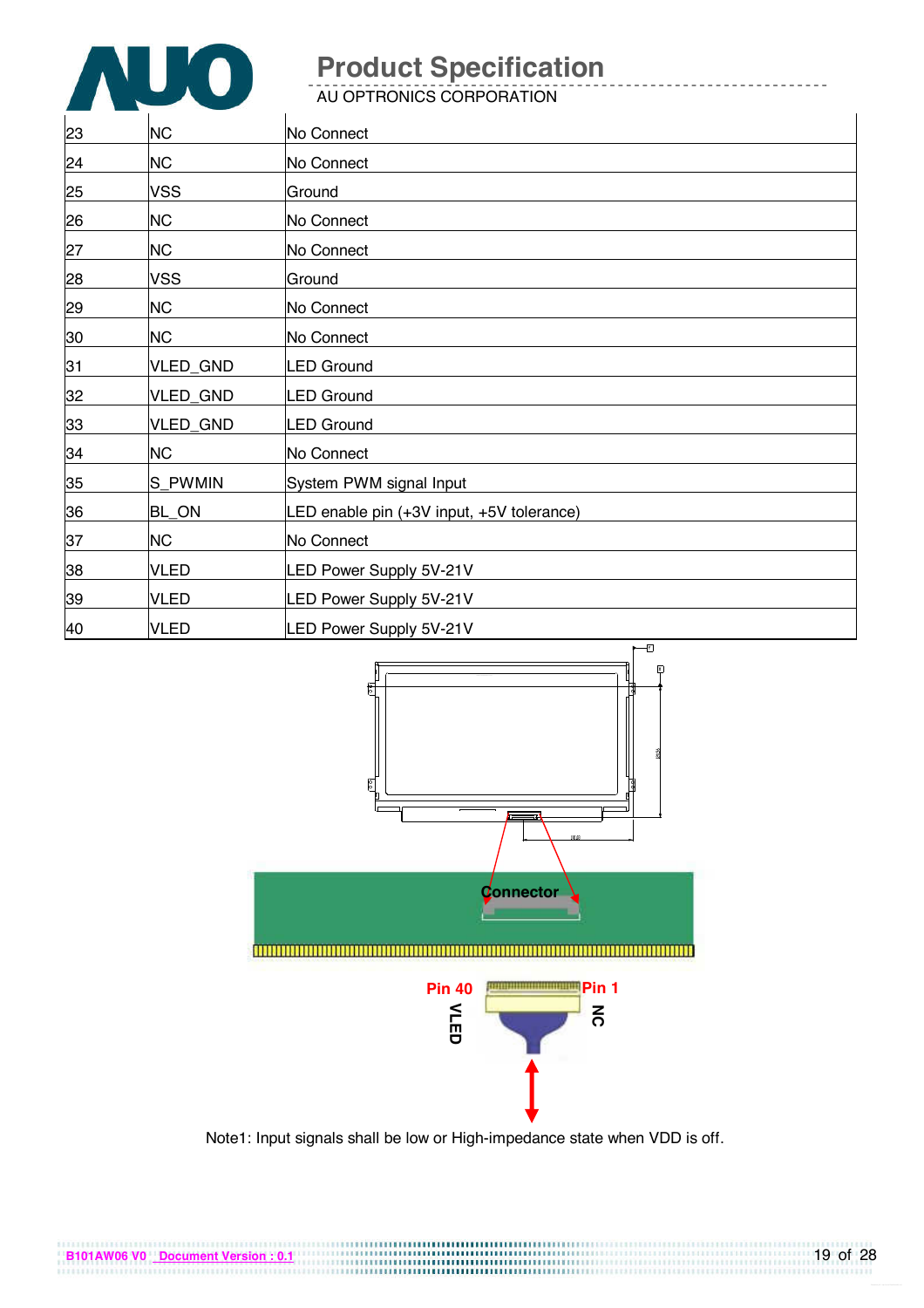| 23 | NC | No Connect |
|---|---|---|
| 24 | NC | No Connect |
| 25 | VSS | Ground |
| 26 | NC | No Connect |
| 27 | NC | No Connect |
| 28 | VSS | Ground |
| 29 | NC | No Connect |
| 30 | NC | No Connect |
| 31 | VLED_GND | LED Ground |
| 32 | VLED_GND | LED Ground |
| 33 | VLED_GND | LED Ground |
| 34 | NC | No Connect |
| 35 | S_PWMIN | System PWM signal Input |
| 36 | BL_ON | LED enable pin (+3V input, +5V tolerance) |
| 37 | NC | No Connect |
| 38 | VLED | LED Power Supply 5V-21V |
| 39 | VLED | LED Power Supply 5V-21V |
| 40 | VLED | LED Power Supply 5V-21V |

Connector

Pin 40 VLED

Pin 1 NC

Note1: Input signals shall be low or High-impedance state when VDD is off.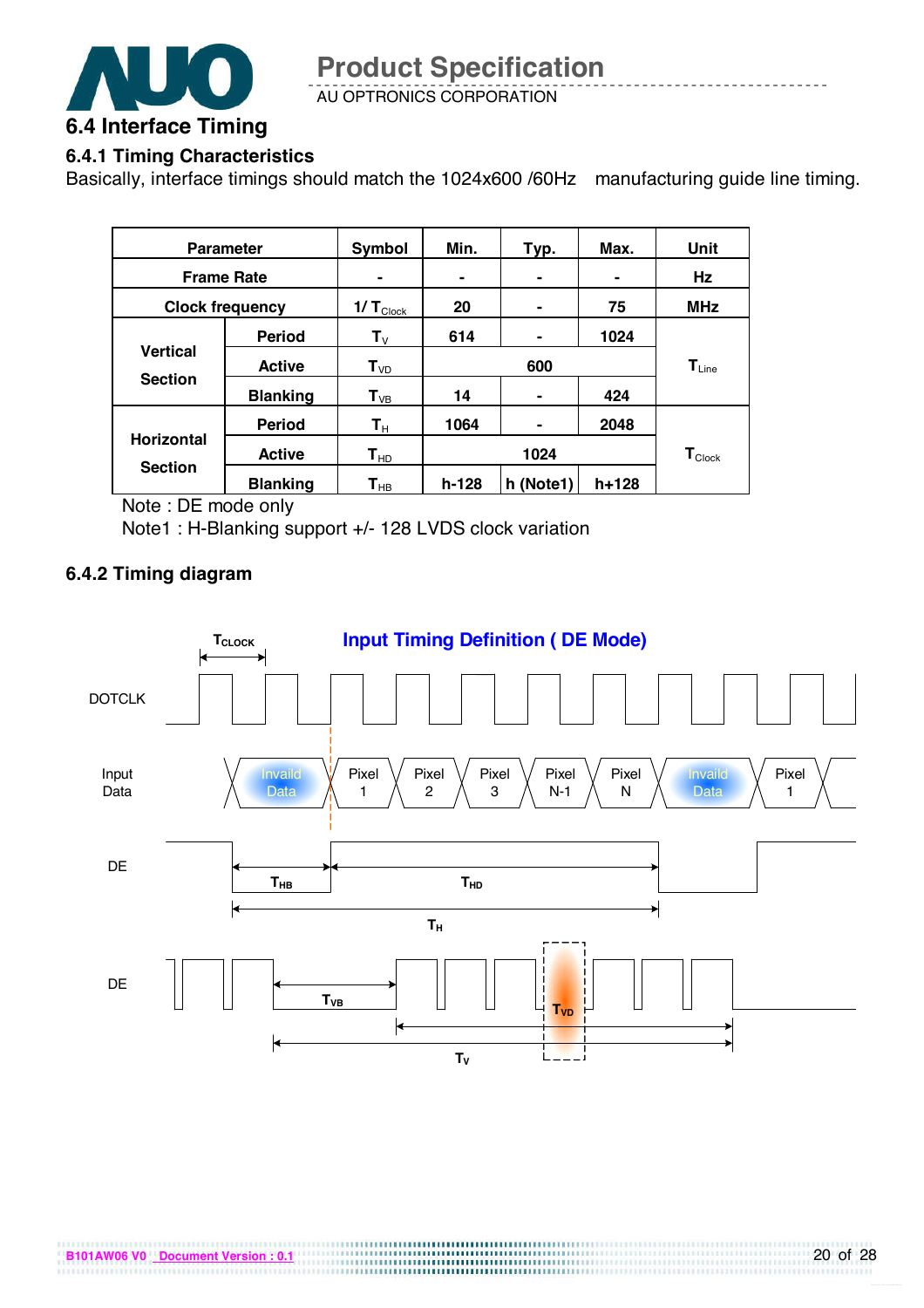## 6.4 Interface Timing

### 6.4.1 Timing Characteristics

Basically, interface timings should match the 1024x600 /60Hz manufacturing guide line timing.

| Parameter | | Symbol | Min. | Typ. | Max. | Unit |
|---|---|---|---|---|---|---|
| Frame Rate | | - | - | - | - | Hz |
| Clock frequency | | $1/T_{Clock}$ | 20 | - | 75 | MHz |
| Vertical Section | Period | $T_V$ | 614 | - | 1024 | $T_{Line}$ |
| | Active | $T_{VD}$ | | 600 | | |
| | Blanking | $T_{VB}$ | 14 | - | 424 | |
| Horizontal Section | Period | $T_H$ | 1064 | - | 2048 | $T_{Clock}$ |
| | Active | $T_{HD}$ | | 1024 | | |
| | Blanking | $T_{HB}$ | h-128 | h (Note1) | h+128 | |

Note : DE mode only

Note1 : H-Blanking support +/- 128 LVDS clock variation

### 6.4.2 Timing diagram

**Input Timing Definition ( DE Mode)**

DOTCLK, Input Data (Invaild Data, Pixel 1, Pixel 2, Pixel 3, Pixel N-1, Pixel N, Invaild Data, Pixel 1), DE ($T_{CLOCK}$, $T_{HB}$, $T_{HD}$, $T_H$), DE ($T_{VB}$, $T_{VD}$, $T_V$)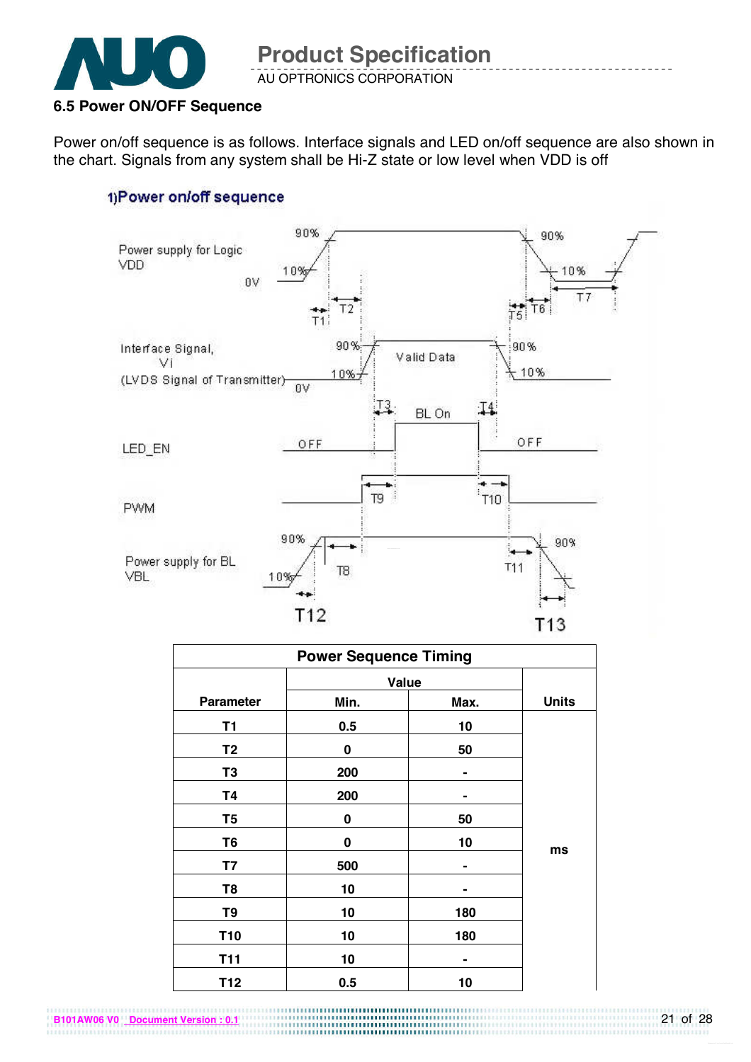### 6.5 Power ON/OFF Sequence

Power on/off sequence is as follows. Interface signals and LED on/off sequence are also shown in the chart. Signals from any system shall be Hi-Z state or low level when VDD is off

1)Power on/off sequence

| Power Sequence Timing | | | |
|---|---|---|---|
| Parameter | Value | | Units |
| | Min. | Max. | |
| T1 | 0.5 | 10 | ms |
| T2 | 0 | 50 | |
| T3 | 200 | - | |
| T4 | 200 | - | |
| T5 | 0 | 50 | |
| T6 | 0 | 10 | |
| T7 | 500 | - | |
| T8 | 10 | - | |
| T9 | 10 | 180 | |
| T10 | 10 | 180 | |
| T11 | 10 | - | |
| T12 | 0.5 | 10 | |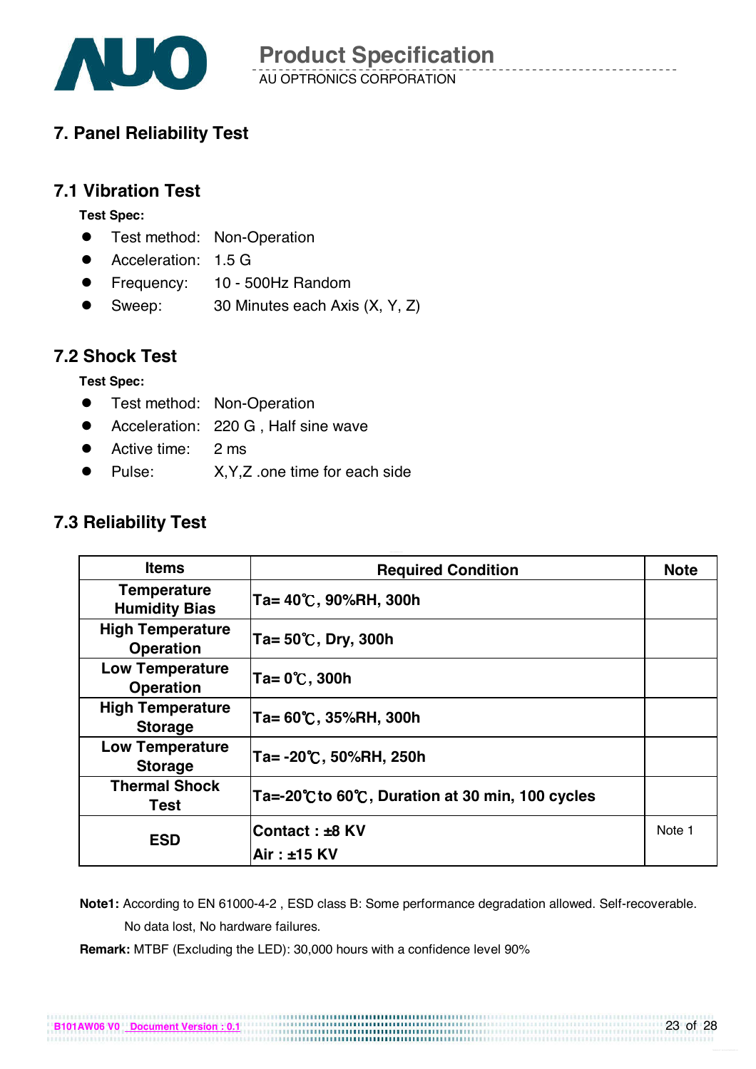# 7. Panel Reliability Test

## 7.1 Vibration Test

**Test Spec:**

- Test method: Non-Operation
- Acceleration: 1.5 G
- Frequency: 10 - 500Hz Random
- Sweep: 30 Minutes each Axis (X, Y, Z)

## 7.2 Shock Test

**Test Spec:**

- Test method: Non-Operation
- Acceleration: 220 G , Half sine wave
- Active time: 2 ms
- Pulse: X,Y,Z .one time for each side

## 7.3 Reliability Test

| Items | Required Condition | Note |
|---|---|---|
| **Temperature Humidity Bias** | **Ta= 40℃, 90%RH, 300h** | |
| **High Temperature Operation** | **Ta= 50℃, Dry, 300h** | |
| **Low Temperature Operation** | **Ta= 0℃, 300h** | |
| **High Temperature Storage** | **Ta= 60℃, 35%RH, 300h** | |
| **Low Temperature Storage** | **Ta= -20℃, 50%RH, 250h** | |
| **Thermal Shock Test** | **Ta=-20℃to 60℃, Duration at 30 min, 100 cycles** | |
| **ESD** | **Contact : ±8 KV**<br>**Air : ±15 KV** | Note 1 |

**Note1:** According to EN 61000-4-2 , ESD class B: Some performance degradation allowed. Self-recoverable. No data lost, No hardware failures.

**Remark:** MTBF (Excluding the LED): 30,000 hours with a confidence level 90%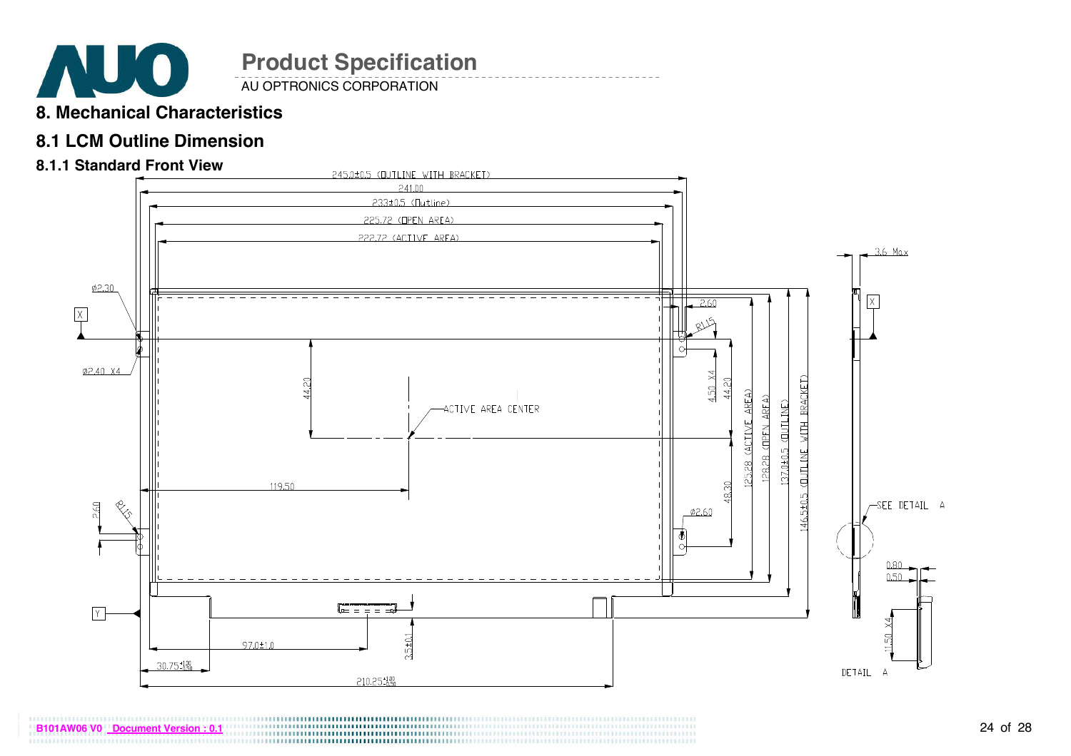# 8. Mechanical Characteristics

## 8.1 LCM Outline Dimension

### 8.1.1 Standard Front View

245.0±0.5 (OUTLINE WITH BRACKET)

241.00

233±0.5 (Outline)

225.72 (OPEN AREA)

222.72 (ACTIVE AREA)

3.6 Max

Ø2.30

X

Ø2.40 X4

2.60

R1.15

4.50 X4

44.20

44.20

ACTIVE AREA CENTER

125.28 (ACTIVE AREA)

128.28 (OPEN AREA)

137.0±0.5 (OUTLINE)

146.5±0.5 (OUTLINE WITH BRACKET)

119.50

48.30

2.60

R1.15

Ø2.60

SEE DETAIL A

0.80

0.50

Y

97.0±1.0

3.5±0.1

11.50 X4

$30.75^{+1.00}_{-0.50}$

$210.25^{+1.00}_{-0.50}$

DETAIL A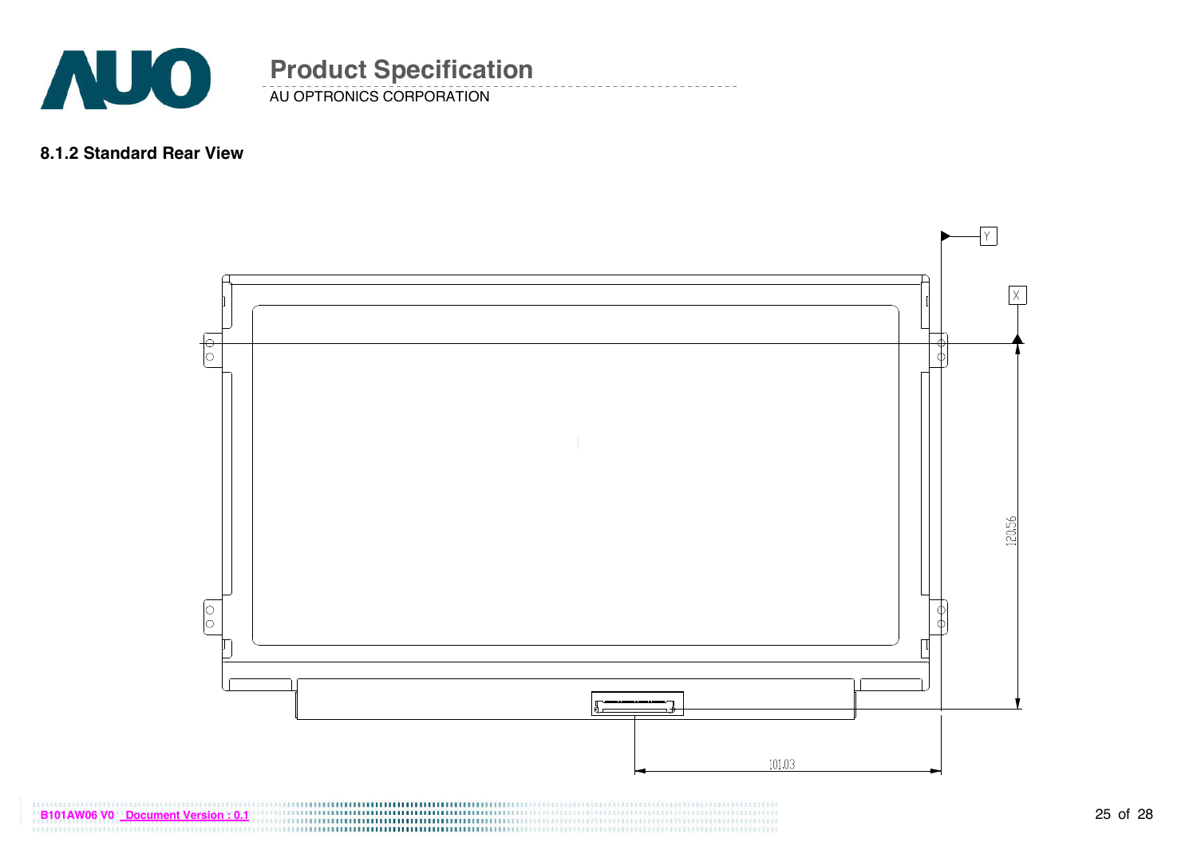### 8.1.2 Standard Rear View

Y

X

120.56

101.03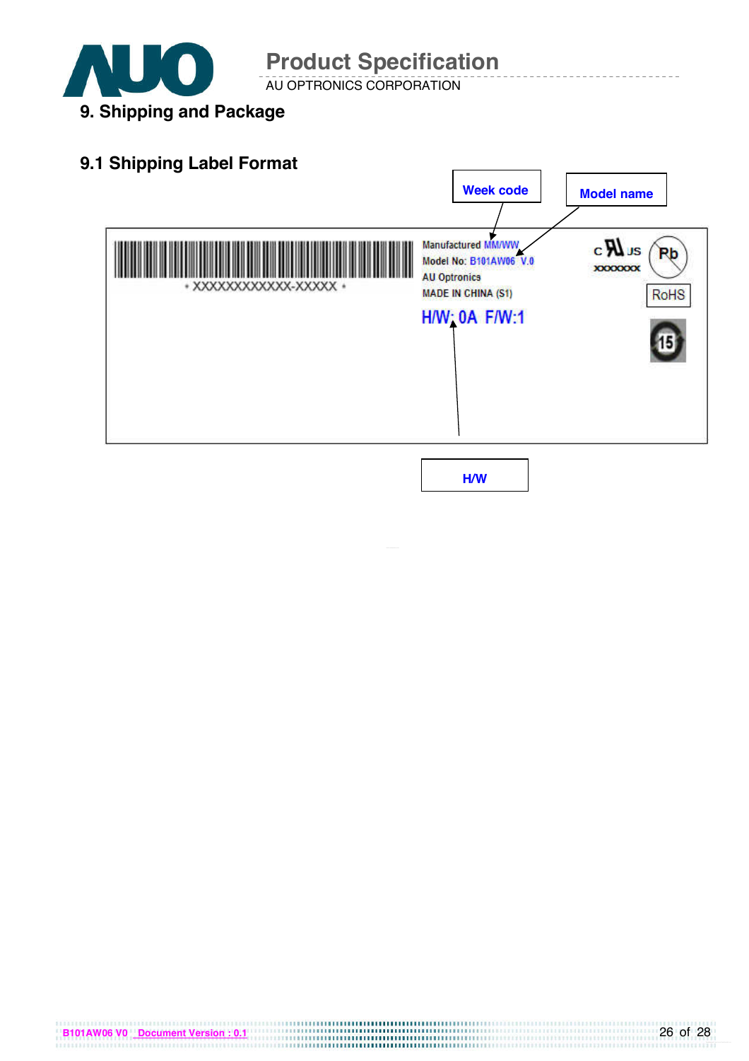## 9. Shipping and Package

### 9.1 Shipping Label Format

Week code

Model name

* XXXXXXXXXXXX-XXXXX *

Manufactured MM/WW

Model No: B101AW06 V.0

AU Optronics

MADE IN CHINA (S1)

H/W: 0A F/W:1

c UL us

XXXXXXX

Pb

RoHS

15

H/W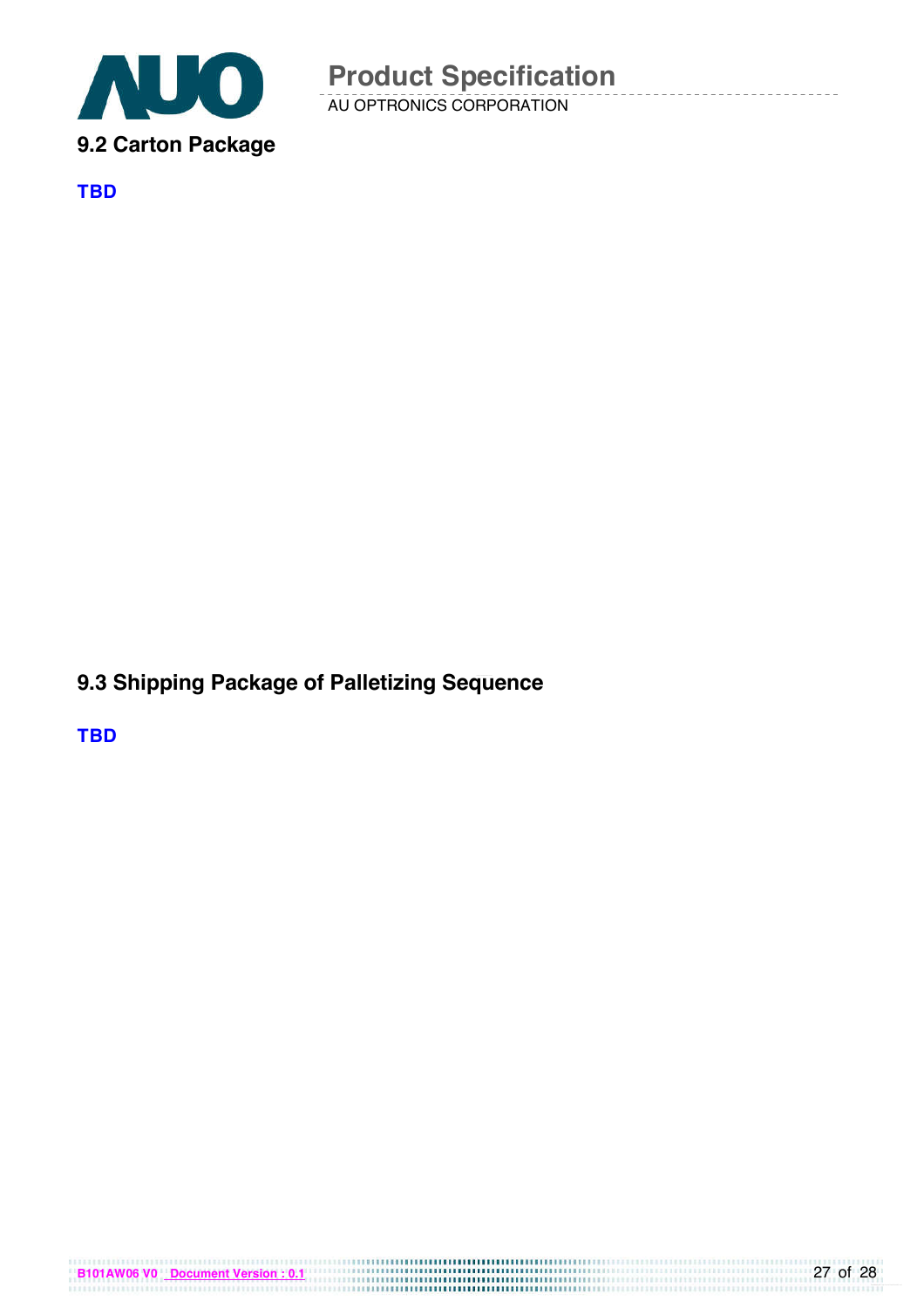## 9.2 Carton Package

**TBD**

## 9.3 Shipping Package of Palletizing Sequence

**TBD**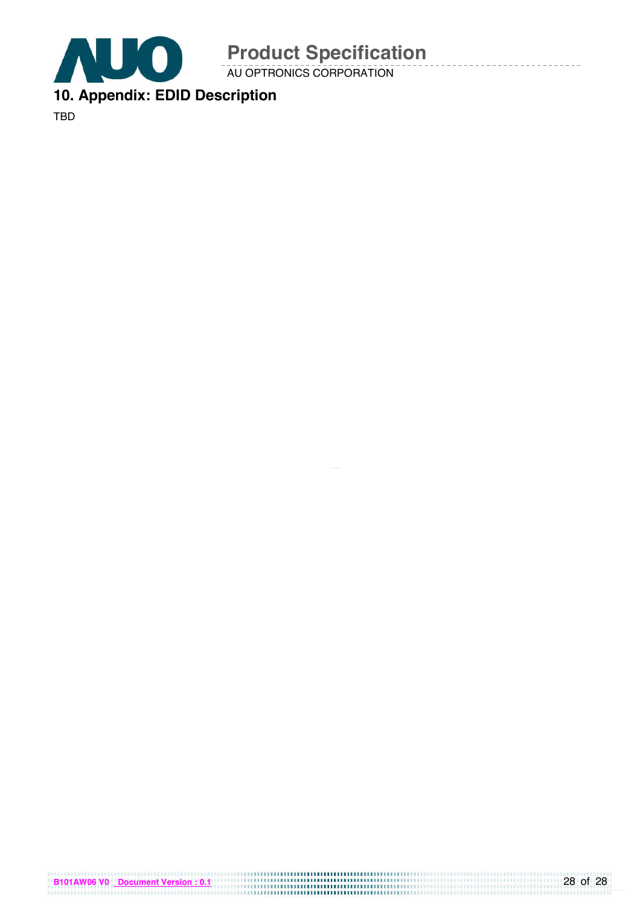## 10. Appendix: EDID Description

TBD